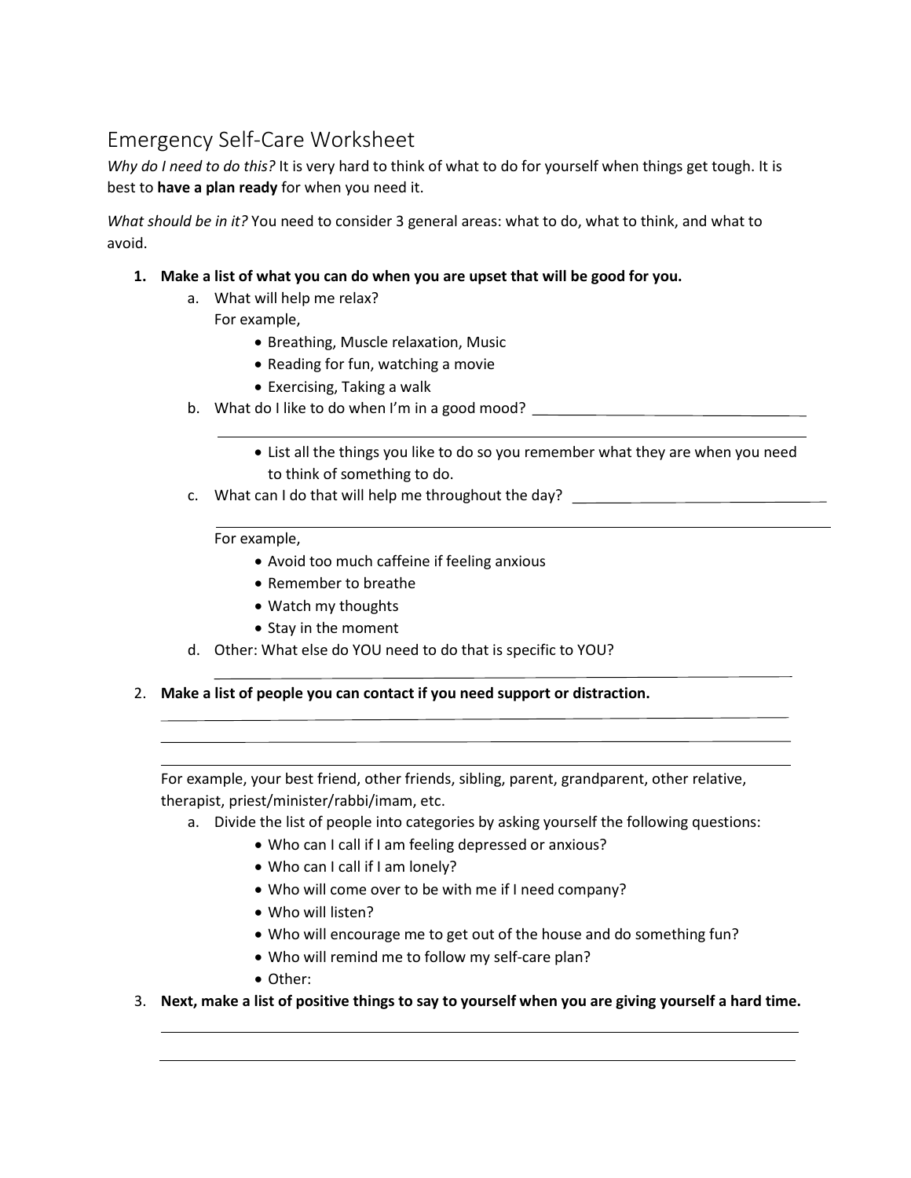# Emergency Self-Care Worksheet

*Why do I need to do this?* It is very hard to think of what to do for yourself when things get tough. It is best to **have a plan ready** for when you need it.

*What should be in it?* You need to consider 3 general areas: what to do, what to think, and what to avoid.

1. **Make a list of what you can do when you are upset that will be good for you.**
   a. What will help me relax?
      For example,
      - Breathing, Muscle relaxation, Music
      - Reading for fun, watching a movie
      - Exercising, Taking a walk

   b. What do I like to do when I'm in a good mood? ___________________________________

      ___________________________________________________________________________
      - List all the things you like to do so you remember what they are when you need to think of something to do.

   c. What can I do that will help me throughout the day? _______________________________

      ___________________________________________________________________________

      For example,
      - Avoid too much caffeine if feeling anxious
      - Remember to breathe
      - Watch my thoughts
      - Stay in the moment

   d. Other: What else do YOU need to do that is specific to YOU?

      ___________________________________________________________________________

2. **Make a list of people you can contact if you need support or distraction.**

   ___________________________________________________________________________

   ___________________________________________________________________________

   ___________________________________________________________________________

   For example, your best friend, other friends, sibling, parent, grandparent, other relative, therapist, priest/minister/rabbi/imam, etc.

   a. Divide the list of people into categories by asking yourself the following questions:
      - Who can I call if I am feeling depressed or anxious?
      - Who can I call if I am lonely?
      - Who will come over to be with me if I need company?
      - Who will listen?
      - Who will encourage me to get out of the house and do something fun?
      - Who will remind me to follow my self-care plan?
      - Other:

3. **Next, make a list of positive things to say to yourself when you are giving yourself a hard time.**

   ___________________________________________________________________________

   ___________________________________________________________________________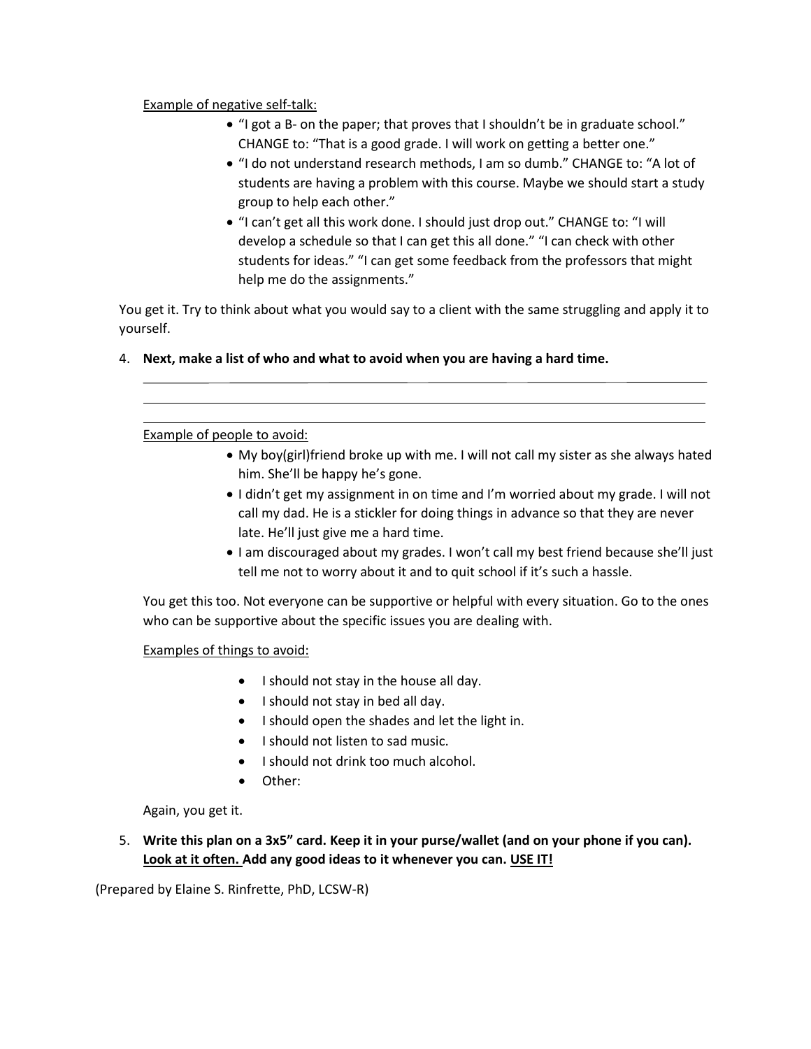Example of negative self-talk:

- "I got a B- on the paper; that proves that I shouldn't be in graduate school." CHANGE to: "That is a good grade. I will work on getting a better one."
- "I do not understand research methods, I am so dumb." CHANGE to: "A lot of students are having a problem with this course. Maybe we should start a study group to help each other."
- "I can't get all this work done. I should just drop out." CHANGE to: "I will develop a schedule so that I can get this all done." "I can check with other students for ideas." "I can get some feedback from the professors that might help me do the assignments."

You get it. Try to think about what you would say to a client with the same struggling and apply it to yourself.

4. **Next, make a list of who and what to avoid when you are having a hard time.**

______________________________________________________________________

______________________________________________________________________

______________________________________________________________________

Example of people to avoid:

- My boy(girl)friend broke up with me. I will not call my sister as she always hated him. She'll be happy he's gone.
- I didn't get my assignment in on time and I'm worried about my grade. I will not call my dad. He is a stickler for doing things in advance so that they are never late. He'll just give me a hard time.
- I am discouraged about my grades. I won't call my best friend because she'll just tell me not to worry about it and to quit school if it's such a hassle.

You get this too. Not everyone can be supportive or helpful with every situation. Go to the ones who can be supportive about the specific issues you are dealing with.

Examples of things to avoid:

- I should not stay in the house all day.
- I should not stay in bed all day.
- I should open the shades and let the light in.
- I should not listen to sad music.
- I should not drink too much alcohol.
- Other:

Again, you get it.

5. **Write this plan on a 3x5" card. Keep it in your purse/wallet (and on your phone if you can). Look at it often. Add any good ideas to it whenever you can. USE IT!**

(Prepared by Elaine S. Rinfrette, PhD, LCSW-R)